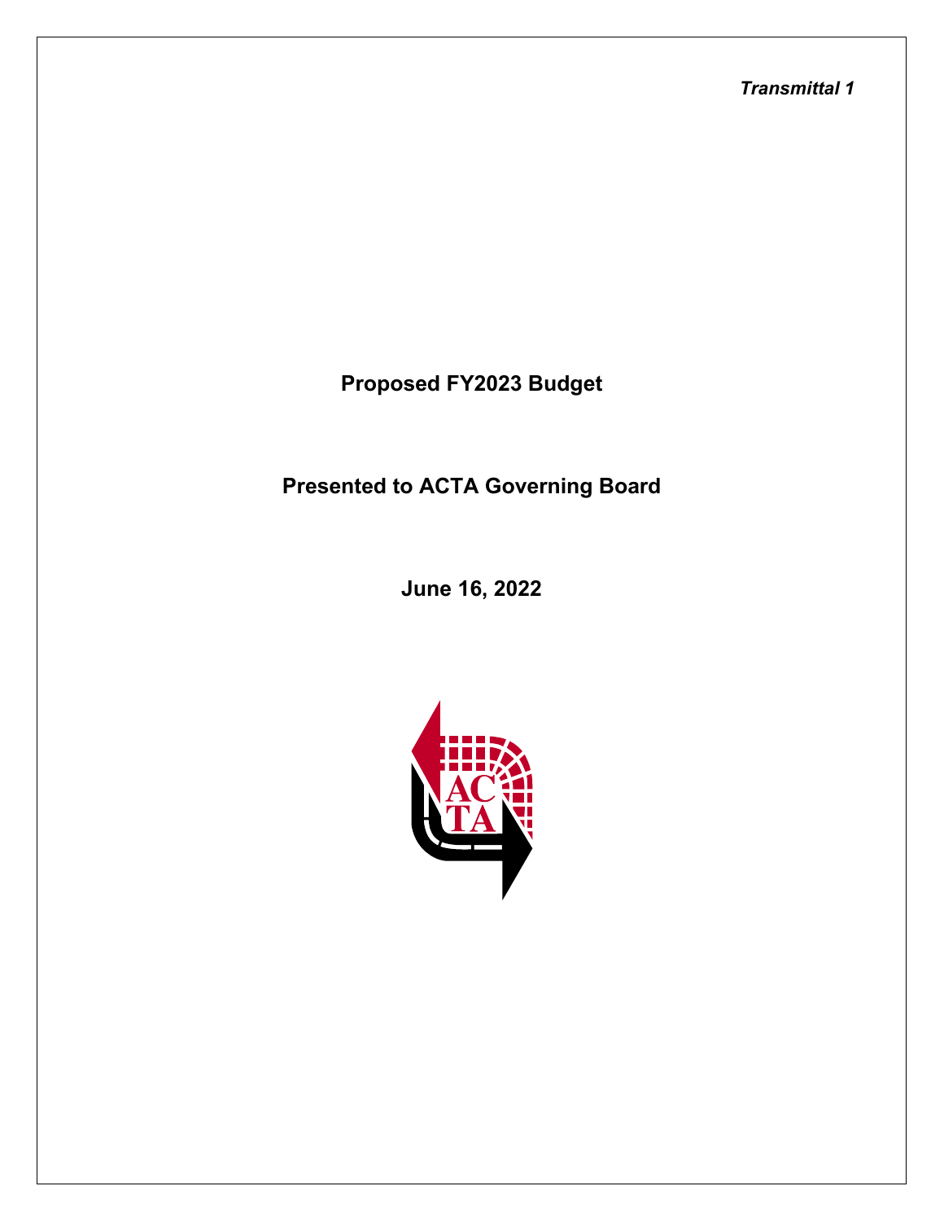*Transmittal 1*

# Proposed FY2023 Budget

## Presented to ACTA Governing Board

## June 16, 2022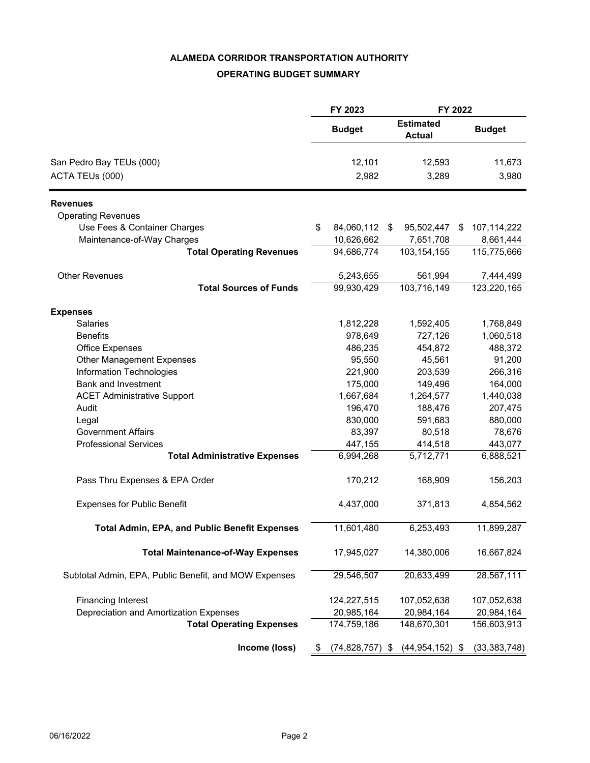# ALAMEDA CORRIDOR TRANSPORTATION AUTHORITY

## OPERATING BUDGET SUMMARY

| | FY 2023 | FY 2022 | |
|---|---|---|---|
| | Budget | Estimated Actual | Budget |
| San Pedro Bay TEUs (000) | 12,101 | 12,593 | 11,673 |
| ACTA TEUs (000) | 2,982 | 3,289 | 3,980 |
| **Revenues** | | | |
| Operating Revenues | | | |
| Use Fees & Container Charges | $ 84,060,112 | $ 95,502,447 | $ 107,114,222 |
| Maintenance-of-Way Charges | 10,626,662 | 7,651,708 | 8,661,444 |
| **Total Operating Revenues** | 94,686,774 | 103,154,155 | 115,775,666 |
| Other Revenues | 5,243,655 | 561,994 | 7,444,499 |
| **Total Sources of Funds** | 99,930,429 | 103,716,149 | 123,220,165 |
| **Expenses** | | | |
| Salaries | 1,812,228 | 1,592,405 | 1,768,849 |
| Benefits | 978,649 | 727,126 | 1,060,518 |
| Office Expenses | 486,235 | 454,872 | 488,372 |
| Other Management Expenses | 95,550 | 45,561 | 91,200 |
| Information Technologies | 221,900 | 203,539 | 266,316 |
| Bank and Investment | 175,000 | 149,496 | 164,000 |
| ACET Administrative Support | 1,667,684 | 1,264,577 | 1,440,038 |
| Audit | 196,470 | 188,476 | 207,475 |
| Legal | 830,000 | 591,683 | 880,000 |
| Government Affairs | 83,397 | 80,518 | 78,676 |
| Professional Services | 447,155 | 414,518 | 443,077 |
| **Total Administrative Expenses** | 6,994,268 | 5,712,771 | 6,888,521 |
| Pass Thru Expenses & EPA Order | 170,212 | 168,909 | 156,203 |
| Expenses for Public Benefit | 4,437,000 | 371,813 | 4,854,562 |
| **Total Admin, EPA, and Public Benefit Expenses** | 11,601,480 | 6,253,493 | 11,899,287 |
| **Total Maintenance-of-Way Expenses** | 17,945,027 | 14,380,006 | 16,667,824 |
| Subtotal Admin, EPA, Public Benefit, and MOW Expenses | 29,546,507 | 20,633,499 | 28,567,111 |
| Financing Interest | 124,227,515 | 107,052,638 | 107,052,638 |
| Depreciation and Amortization Expenses | 20,985,164 | 20,984,164 | 20,984,164 |
| **Total Operating Expenses** | 174,759,186 | 148,670,301 | 156,603,913 |
| **Income (loss)** | $ (74,828,757) | $ (44,954,152) | $ (33,383,748) |

06/16/2022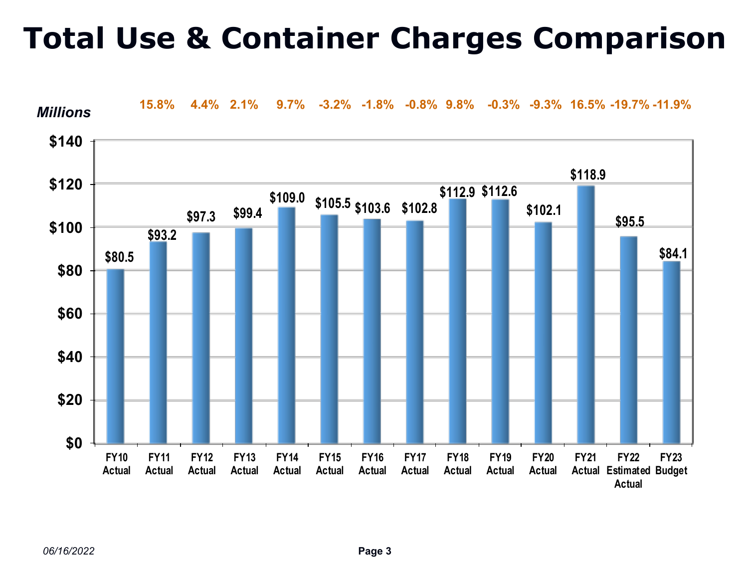# Total Use & Container Charges Comparison

*Millions*

| Fiscal Year | Amount | % Change |
|---|---|---|
| FY10 Actual | $80.5 | |
| FY11 Actual | $93.2 | 15.8% |
| FY12 Actual | $97.3 | 4.4% |
| FY13 Actual | $99.4 | 2.1% |
| FY14 Actual | $109.0 | 9.7% |
| FY15 Actual | $105.5 | -3.2% |
| FY16 Actual | $103.6 | -1.8% |
| FY17 Actual | $102.8 | -0.8% |
| FY18 Actual | $112.9 | 9.8% |
| FY19 Actual | $112.6 | -0.3% |
| FY20 Actual | $102.1 | -9.3% |
| FY21 Actual | $118.9 | 16.5% |
| FY22 Estimated Actual | $95.5 | -19.7% |
| FY23 Budget | $84.1 | -11.9% |

*06/16/2022*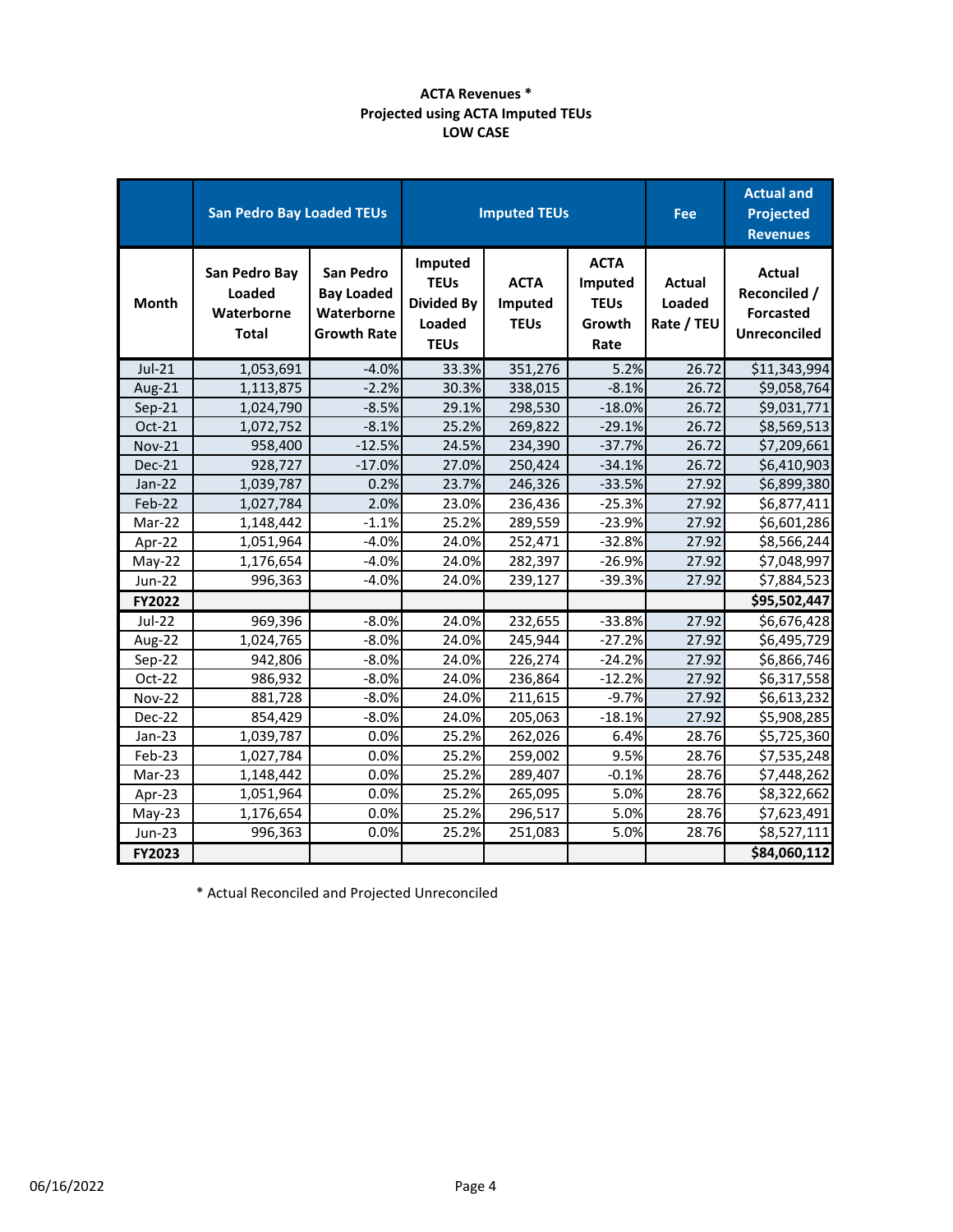# ACTA Revenues *
## Projected using ACTA Imputed TEUs
### LOW CASE

| | San Pedro Bay Loaded TEUs | | Imputed TEUs | | | Fee | Actual and Projected Revenues |
|---|---|---|---|---|---|---|---|
| Month | San Pedro Bay Loaded Waterborne Total | San Pedro Bay Loaded Waterborne Growth Rate | Imputed TEUs Divided By Loaded TEUs | ACTA Imputed TEUs | ACTA Imputed TEUs Growth Rate | Actual Loaded Rate / TEU | Actual Reconciled / Forcasted Unreconciled |
| Jul-21 | 1,053,691 | -4.0% | 33.3% | 351,276 | 5.2% | 26.72 | $11,343,994 |
| Aug-21 | 1,113,875 | -2.2% | 30.3% | 338,015 | -8.1% | 26.72 | $9,058,764 |
| Sep-21 | 1,024,790 | -8.5% | 29.1% | 298,530 | -18.0% | 26.72 | $9,031,771 |
| Oct-21 | 1,072,752 | -8.1% | 25.2% | 269,822 | -29.1% | 26.72 | $8,569,513 |
| Nov-21 | 958,400 | -12.5% | 24.5% | 234,390 | -37.7% | 26.72 | $7,209,661 |
| Dec-21 | 928,727 | -17.0% | 27.0% | 250,424 | -34.1% | 26.72 | $6,410,903 |
| Jan-22 | 1,039,787 | 0.2% | 23.7% | 246,326 | -33.5% | 27.92 | $6,899,380 |
| Feb-22 | 1,027,784 | 2.0% | 23.0% | 236,436 | -25.3% | 27.92 | $6,877,411 |
| Mar-22 | 1,148,442 | -1.1% | 25.2% | 289,559 | -23.9% | 27.92 | $6,601,286 |
| Apr-22 | 1,051,964 | -4.0% | 24.0% | 252,471 | -32.8% | 27.92 | $8,566,244 |
| May-22 | 1,176,654 | -4.0% | 24.0% | 282,397 | -26.9% | 27.92 | $7,048,997 |
| Jun-22 | 996,363 | -4.0% | 24.0% | 239,127 | -39.3% | 27.92 | $7,884,523 |
| **FY2022** | | | | | | | **$95,502,447** |
| Jul-22 | 969,396 | -8.0% | 24.0% | 232,655 | -33.8% | 27.92 | $6,676,428 |
| Aug-22 | 1,024,765 | -8.0% | 24.0% | 245,944 | -27.2% | 27.92 | $6,495,729 |
| Sep-22 | 942,806 | -8.0% | 24.0% | 226,274 | -24.2% | 27.92 | $6,866,746 |
| Oct-22 | 986,932 | -8.0% | 24.0% | 236,864 | -12.2% | 27.92 | $6,317,558 |
| Nov-22 | 881,728 | -8.0% | 24.0% | 211,615 | -9.7% | 27.92 | $6,613,232 |
| Dec-22 | 854,429 | -8.0% | 24.0% | 205,063 | -18.1% | 27.92 | $5,908,285 |
| Jan-23 | 1,039,787 | 0.0% | 25.2% | 262,026 | 6.4% | 28.76 | $5,725,360 |
| Feb-23 | 1,027,784 | 0.0% | 25.2% | 259,002 | 9.5% | 28.76 | $7,535,248 |
| Mar-23 | 1,148,442 | 0.0% | 25.2% | 289,407 | -0.1% | 28.76 | $7,448,262 |
| Apr-23 | 1,051,964 | 0.0% | 25.2% | 265,095 | 5.0% | 28.76 | $8,322,662 |
| May-23 | 1,176,654 | 0.0% | 25.2% | 296,517 | 5.0% | 28.76 | $7,623,491 |
| Jun-23 | 996,363 | 0.0% | 25.2% | 251,083 | 5.0% | 28.76 | $8,527,111 |
| **FY2023** | | | | | | | **$84,060,112** |

* Actual Reconciled and Projected Unreconciled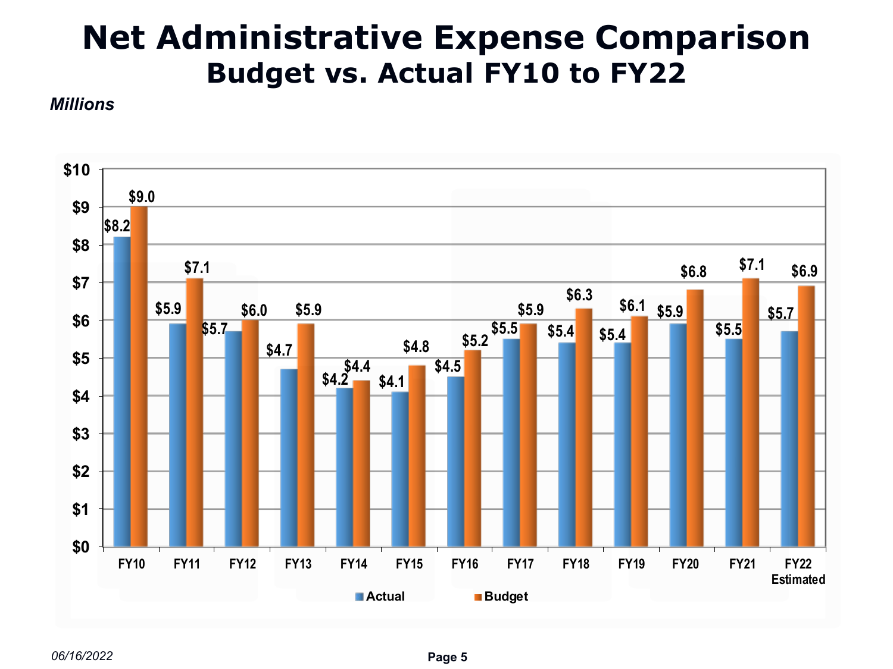# Net Administrative Expense Comparison

## Budget vs. Actual FY10 to FY22

*Millions*

| Fiscal Year | Actual | Budget |
|---|---|---|
| FY10 | $8.2 | $9.0 |
| FY11 | $5.9 | $7.1 |
| FY12 | $5.7 | $6.0 |
| FY13 | $4.7 | $5.9 |
| FY14 | $4.2 | $4.4 |
| FY15 | $4.1 | $4.8 |
| FY16 | $4.5 | $5.2 |
| FY17 | $5.5 | $5.9 |
| FY18 | $5.4 | $6.3 |
| FY19 | $5.4 | $6.1 |
| FY20 | $5.9 | $6.8 |
| FY21 | $5.5 | $7.1 |
| FY22 Estimated | $5.7 | $6.9 |

*06/16/2022*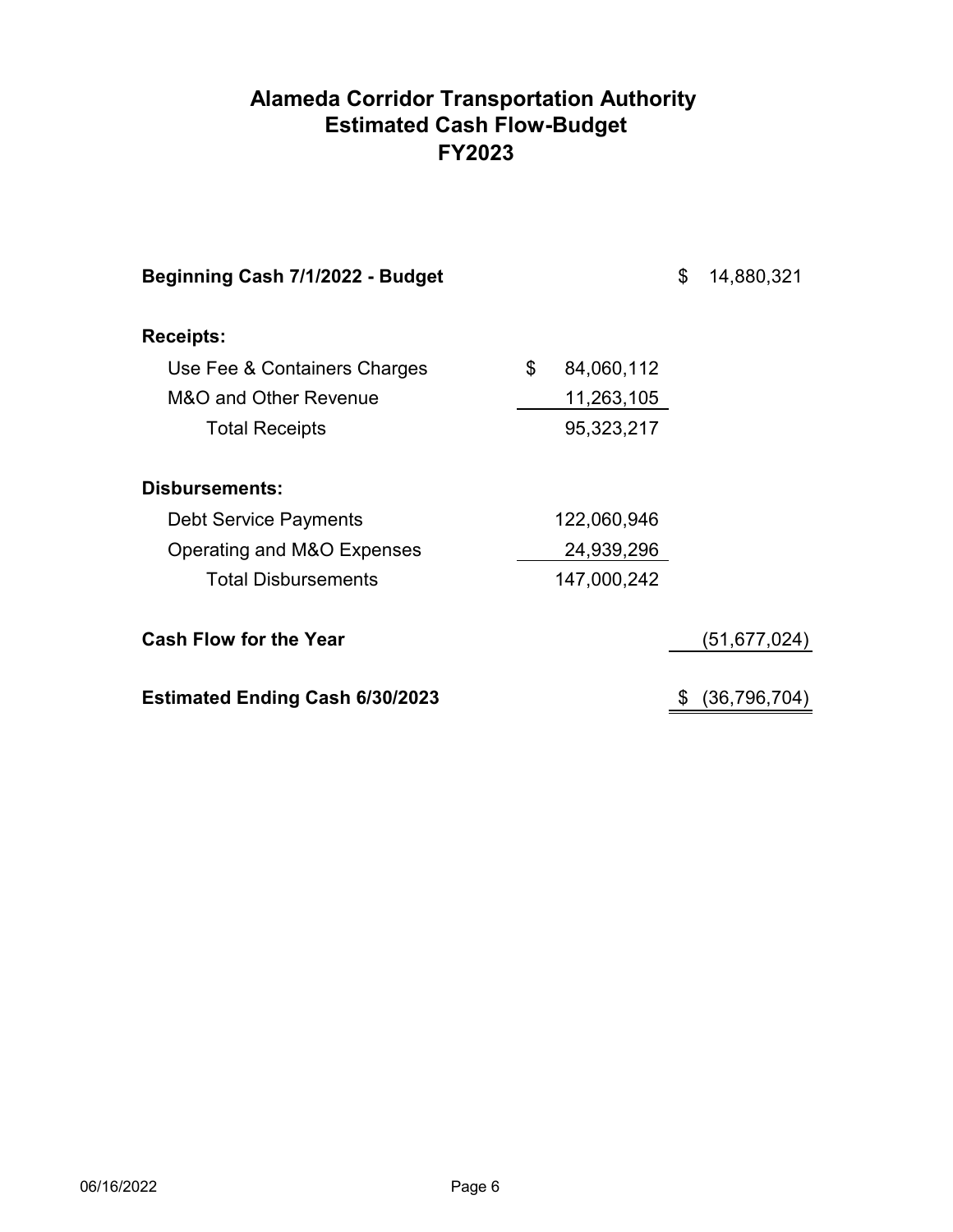# Alameda Corridor Transportation Authority
## Estimated Cash Flow-Budget
## FY2023

| | | |
|---|---|---|
| **Beginning Cash 7/1/2022 - Budget** | | $ 14,880,321 |
| | | |
| **Receipts:** | | |
| Use Fee & Containers Charges | $ 84,060,112 | |
| M&O and Other Revenue | 11,263,105 | |
| Total Receipts | 95,323,217 | |
| | | |
| **Disbursements:** | | |
| Debt Service Payments | 122,060,946 | |
| Operating and M&O Expenses | 24,939,296 | |
| Total Disbursements | 147,000,242 | |
| | | |
| **Cash Flow for the Year** | | (51,677,024) |
| | | |
| **Estimated Ending Cash 6/30/2023** | | $ (36,796,704) |

06/16/2022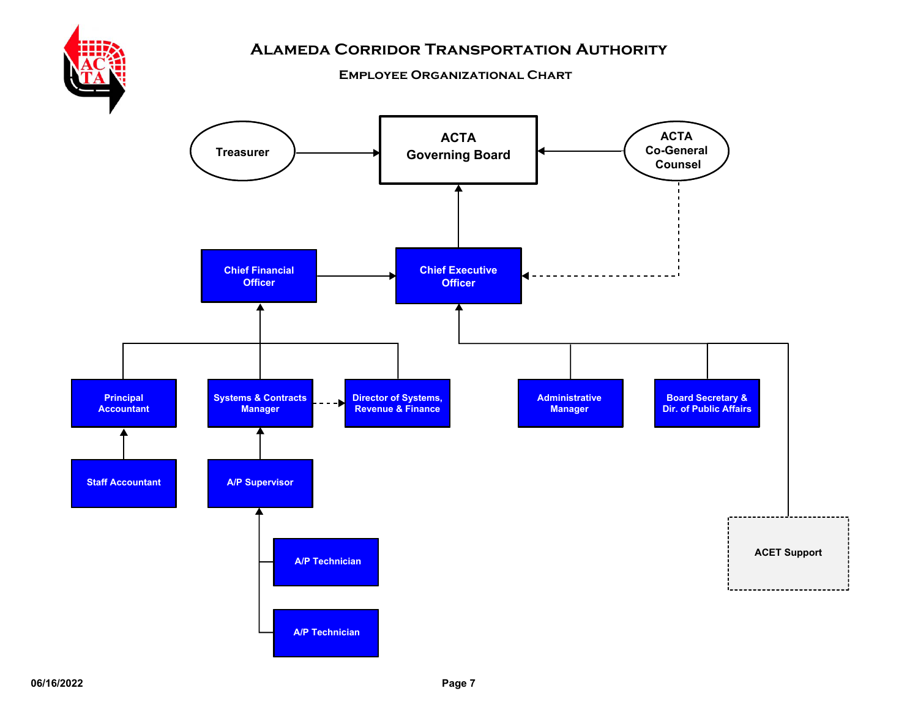# Alameda Corridor Transportation Authority

## Employee Organizational Chart

Treasurer

ACTA Governing Board

ACTA Co-General Counsel

Chief Financial Officer

Chief Executive Officer

Principal Accountant

Systems & Contracts Manager

Director of Systems, Revenue & Finance

Administrative Manager

Board Secretary & Dir. of Public Affairs

Staff Accountant

A/P Supervisor

A/P Technician

A/P Technician

ACET Support

06/16/2022